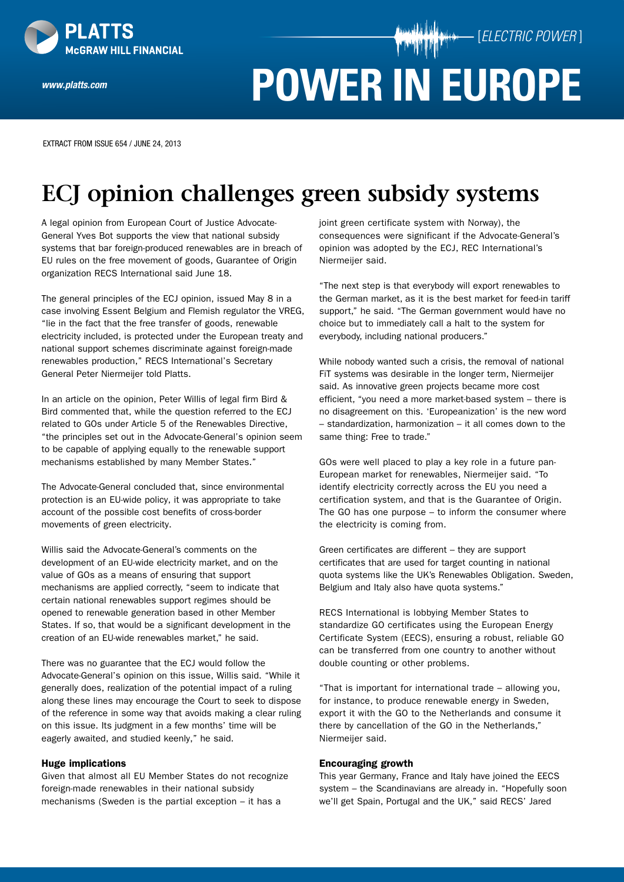EXTRACT FROM ISSUE 654 / JUNE 24, 2013

# ECJ opinion challenges green subsidy systems

A legal opinion from European Court of Justice Advocate-General Yves Bot supports the view that national subsidy systems that bar foreign-produced renewables are in breach of EU rules on the free movement of goods, Guarantee of Origin organization RECS International said June 18.

The general principles of the ECJ opinion, issued May 8 in a case involving Essent Belgium and Flemish regulator the VREG, "lie in the fact that the free transfer of goods, renewable electricity included, is protected under the European treaty and national support schemes discriminate against foreign-made renewables production," RECS International's Secretary General Peter Niermeijer told Platts.

In an article on the opinion, Peter Willis of legal firm Bird & Bird commented that, while the question referred to the ECJ related to GOs under Article 5 of the Renewables Directive, "the principles set out in the Advocate-General's opinion seem to be capable of applying equally to the renewable support mechanisms established by many Member States."

The Advocate-General concluded that, since environmental protection is an EU-wide policy, it was appropriate to take account of the possible cost benefits of cross-border movements of green electricity.

Willis said the Advocate-General's comments on the development of an EU-wide electricity market, and on the value of GOs as a means of ensuring that support mechanisms are applied correctly, "seem to indicate that certain national renewables support regimes should be opened to renewable generation based in other Member States. If so, that would be a significant development in the creation of an EU-wide renewables market," he said.

There was no guarantee that the ECJ would follow the Advocate-General's opinion on this issue, Willis said. "While it generally does, realization of the potential impact of a ruling along these lines may encourage the Court to seek to dispose of the reference in some way that avoids making a clear ruling on this issue. Its judgment in a few months' time will be eagerly awaited, and studied keenly," he said.

### Huge implications

Given that almost all EU Member States do not recognize foreign-made renewables in their national subsidy mechanisms (Sweden is the partial exception – it has a joint green certificate system with Norway), the consequences were significant if the Advocate-General's opinion was adopted by the ECJ, REC International's Niermeijer said.

"The next step is that everybody will export renewables to the German market, as it is the best market for feed-in tariff support," he said. "The German government would have no choice but to immediately call a halt to the system for everybody, including national producers."

While nobody wanted such a crisis, the removal of national FiT systems was desirable in the longer term, Niermeijer said. As innovative green projects became more cost efficient, "you need a more market-based system – there is no disagreement on this. 'Europeanization' is the new word – standardization, harmonization – it all comes down to the same thing: Free to trade."

GOs were well placed to play a key role in a future pan-European market for renewables, Niermeijer said. "To identify electricity correctly across the EU you need a certification system, and that is the Guarantee of Origin. The GO has one purpose – to inform the consumer where the electricity is coming from.

Green certificates are different – they are support certificates that are used for target counting in national quota systems like the UK's Renewables Obligation. Sweden, Belgium and Italy also have quota systems."

RECS International is lobbying Member States to standardize GO certificates using the European Energy Certificate System (EECS), ensuring a robust, reliable GO can be transferred from one country to another without double counting or other problems.

"That is important for international trade – allowing you, for instance, to produce renewable energy in Sweden, export it with the GO to the Netherlands and consume it there by cancellation of the GO in the Netherlands," Niermeijer said.

### Encouraging growth

This year Germany, France and Italy have joined the EECS system – the Scandinavians are already in. "Hopefully soon we'll get Spain, Portugal and the UK," said RECS' Jared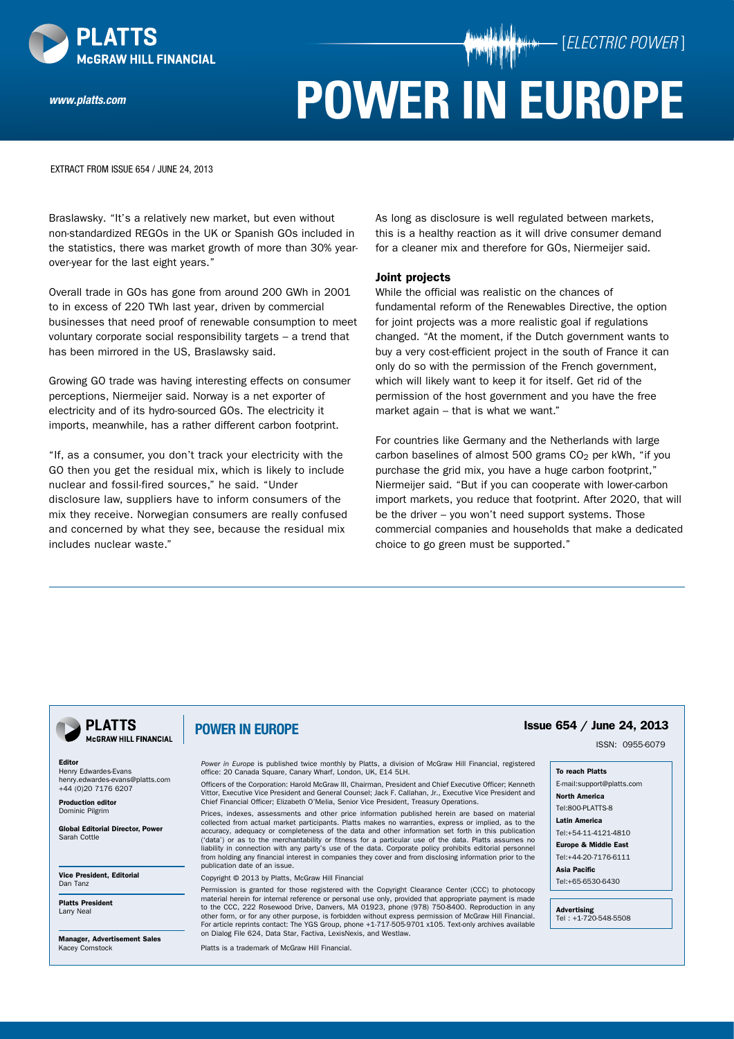EXTRACT FROM ISSUE 654 / JUNE 24, 2013

Braslawsky. "It's a relatively new market, but even without non-standardized REGOs in the UK or Spanish GOs included in the statistics, there was market growth of more than 30% year-over-year for the last eight years."

Overall trade in GOs has gone from around 200 GWh in 2001 to in excess of 220 TWh last year, driven by commercial businesses that need proof of renewable consumption to meet voluntary corporate social responsibility targets – a trend that has been mirrored in the US, Braslawsky said.

Growing GO trade was having interesting effects on consumer perceptions, Niermeijer said. Norway is a net exporter of electricity and of its hydro-sourced GOs. The electricity it imports, meanwhile, has a rather different carbon footprint.

"If, as a consumer, you don't track your electricity with the GO then you get the residual mix, which is likely to include nuclear and fossil-fired sources," he said. "Under disclosure law, suppliers have to inform consumers of the mix they receive. Norwegian consumers are really confused and concerned by what they see, because the residual mix includes nuclear waste."

As long as disclosure is well regulated between markets, this is a healthy reaction as it will drive consumer demand for a cleaner mix and therefore for GOs, Niermeijer said.

### Joint projects

While the official was realistic on the chances of fundamental reform of the Renewables Directive, the option for joint projects was a more realistic goal if regulations changed. "At the moment, if the Dutch government wants to buy a very cost-efficient project in the south of France it can only do so with the permission of the French government, which will likely want to keep it for itself. Get rid of the permission of the host government and you have the free market again – that is what we want."

For countries like Germany and the Netherlands with large carbon baselines of almost 500 grams $CO_2$ per kWh, "if you purchase the grid mix, you have a huge carbon footprint," Niermeijer said. "But if you can cooperate with lower-carbon import markets, you reduce that footprint. After 2020, that will be the driver – you won't need support systems. Those commercial companies and households that make a dedicated choice to go green must be supported."

---

**PLATTS** McGRAW HILL FINANCIAL

## POWER IN EUROPE

**Issue 654 / June 24, 2013**

ISSN: 0955-6079

**Editor**
Henry Edwardes-Evans
henry.edwardes-evans@platts.com
+44 (0)20 7176 6207

**Production editor**
Dominic Pilgrim

**Global Editorial Director, Power**
Sarah Cottle

**Vice President, Editorial**
Dan Tanz

**Platts President**
Larry Neal

**Manager, Advertisement Sales**
Kacey Comstock

*Power in Europe* is published twice monthly by Platts, a division of McGraw Hill Financial, registered office: 20 Canada Square, Canary Wharf, London, UK, E14 5LH.

Officers of the Corporation: Harold McGraw III, Chairman, President and Chief Executive Officer; Kenneth Vittor, Executive Vice President and General Counsel; Jack F. Callahan, Jr., Executive Vice President and Chief Financial Officer; Elizabeth O'Melia, Senior Vice President, Treasury Operations.

Prices, indexes, assessments and other price information published herein are based on material collected from actual market participants. Platts makes no warranties, express or implied, as to the accuracy, adequacy or completeness of the data and other information set forth in this publication ('data') or as to the merchantability or fitness for a particular use of the data. Platts assumes no liability in connection with any party's use of the data. Corporate policy prohibits editorial personnel from holding any financial interest in companies they cover and from disclosing information prior to the publication date of an issue.

Copyright © 2013 by Platts, McGraw Hill Financial

Permission is granted for those registered with the Copyright Clearance Center (CCC) to photocopy material herein for internal reference or personal use only, provided that appropriate payment is made to the CCC, 222 Rosewood Drive, Danvers, MA 01923, phone (978) 750-8400. Reproduction in any other form, or for any other purpose, is forbidden without express permission of McGraw Hill Financial. For article reprints contact: The YGS Group, phone +1-717-505-9701 x105. Text-only archives available on Dialog File 624, Data Star, Factiva, LexisNexis, and Westlaw.

Platts is a trademark of McGraw Hill Financial.

**To reach Platts**
E-mail:support@platts.com

**North America**
Tel:800-PLATTS-8

**Latin America**
Tel:+54-11-4121-4810

**Europe & Middle East**
Tel:+44-20-7176-6111

**Asia Pacific**
Tel:+65-6530-6430

**Advertising**
Tel : +1-720-548-5508